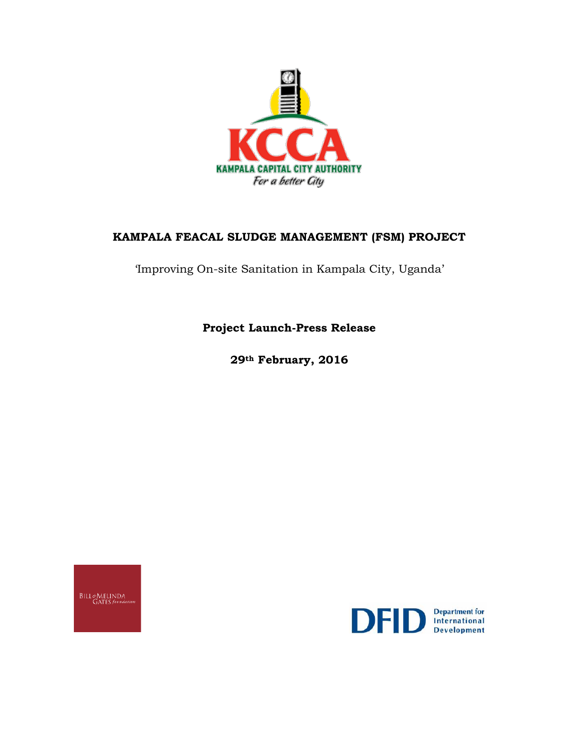KCCA

KAMPALA CAPITAL CITY AUTHORITY

*For a better City*

# KAMPALA FEACAL SLUDGE MANAGEMENT (FSM) PROJECT

'Improving On-site Sanitation in Kampala City, Uganda'

**Project Launch-Press Release**

**29th February, 2016**

BILL & MELINDA GATES foundation

DFID Department for International Development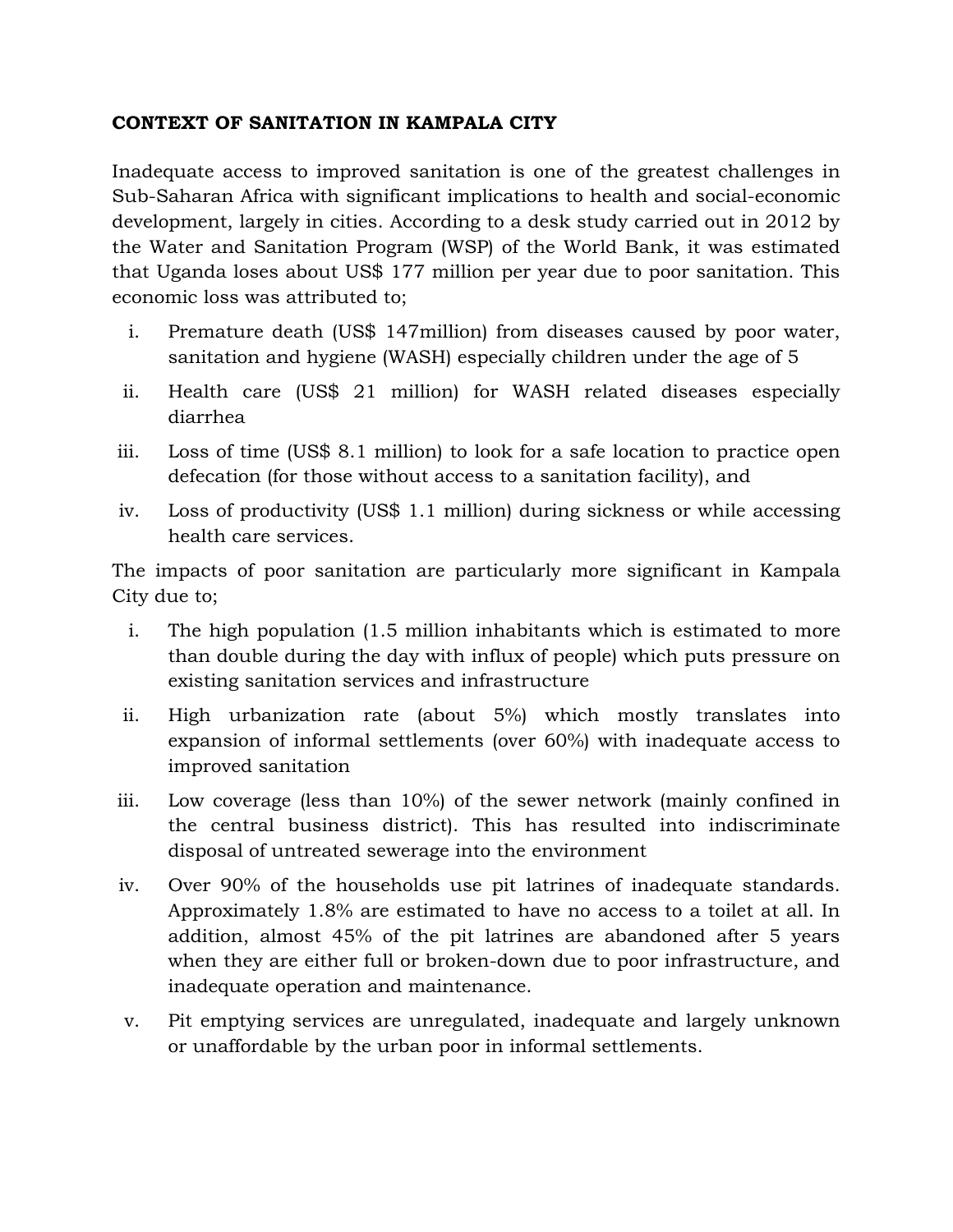## CONTEXT OF SANITATION IN KAMPALA CITY

Inadequate access to improved sanitation is one of the greatest challenges in Sub-Saharan Africa with significant implications to health and social-economic development, largely in cities. According to a desk study carried out in 2012 by the Water and Sanitation Program (WSP) of the World Bank, it was estimated that Uganda loses about US$ 177 million per year due to poor sanitation. This economic loss was attributed to;

i. Premature death (US$ 147million) from diseases caused by poor water, sanitation and hygiene (WASH) especially children under the age of 5
ii. Health care (US$ 21 million) for WASH related diseases especially diarrhea
iii. Loss of time (US$ 8.1 million) to look for a safe location to practice open defecation (for those without access to a sanitation facility), and
iv. Loss of productivity (US$ 1.1 million) during sickness or while accessing health care services.

The impacts of poor sanitation are particularly more significant in Kampala City due to;

i. The high population (1.5 million inhabitants which is estimated to more than double during the day with influx of people) which puts pressure on existing sanitation services and infrastructure
ii. High urbanization rate (about 5%) which mostly translates into expansion of informal settlements (over 60%) with inadequate access to improved sanitation
iii. Low coverage (less than 10%) of the sewer network (mainly confined in the central business district). This has resulted into indiscriminate disposal of untreated sewerage into the environment
iv. Over 90% of the households use pit latrines of inadequate standards. Approximately 1.8% are estimated to have no access to a toilet at all. In addition, almost 45% of the pit latrines are abandoned after 5 years when they are either full or broken-down due to poor infrastructure, and inadequate operation and maintenance.
v. Pit emptying services are unregulated, inadequate and largely unknown or unaffordable by the urban poor in informal settlements.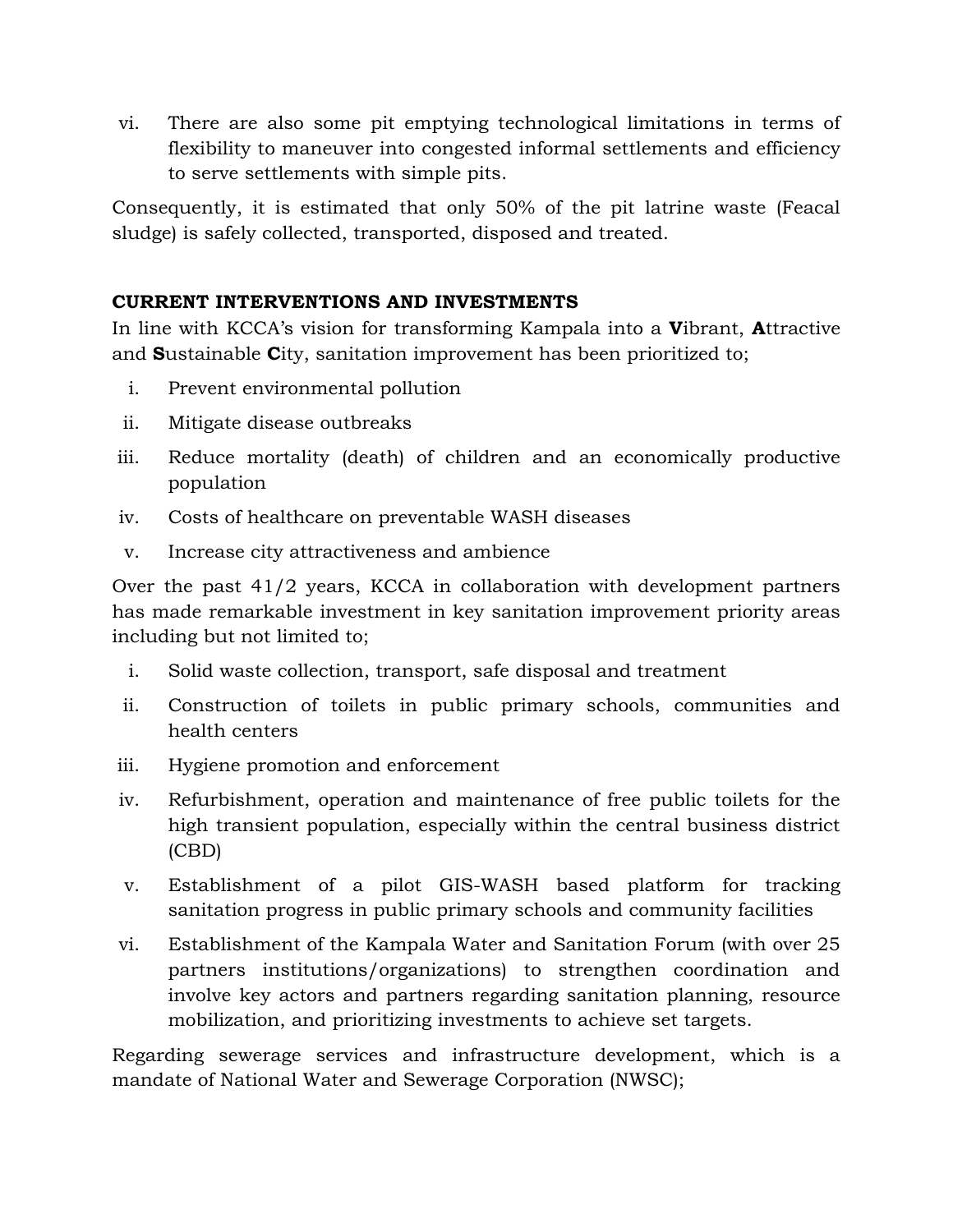vi. There are also some pit emptying technological limitations in terms of flexibility to maneuver into congested informal settlements and efficiency to serve settlements with simple pits.

Consequently, it is estimated that only 50% of the pit latrine waste (Feacal sludge) is safely collected, transported, disposed and treated.

## CURRENT INTERVENTIONS AND INVESTMENTS

In line with KCCA's vision for transforming Kampala into a **V**ibrant, **A**ttractive and **S**ustainable **C**ity, sanitation improvement has been prioritized to;

i. Prevent environmental pollution
ii. Mitigate disease outbreaks
iii. Reduce mortality (death) of children and an economically productive population
iv. Costs of healthcare on preventable WASH diseases
v. Increase city attractiveness and ambience

Over the past 41/2 years, KCCA in collaboration with development partners has made remarkable investment in key sanitation improvement priority areas including but not limited to;

i. Solid waste collection, transport, safe disposal and treatment
ii. Construction of toilets in public primary schools, communities and health centers
iii. Hygiene promotion and enforcement
iv. Refurbishment, operation and maintenance of free public toilets for the high transient population, especially within the central business district (CBD)
v. Establishment of a pilot GIS-WASH based platform for tracking sanitation progress in public primary schools and community facilities
vi. Establishment of the Kampala Water and Sanitation Forum (with over 25 partners institutions/organizations) to strengthen coordination and involve key actors and partners regarding sanitation planning, resource mobilization, and prioritizing investments to achieve set targets.

Regarding sewerage services and infrastructure development, which is a mandate of National Water and Sewerage Corporation (NWSC);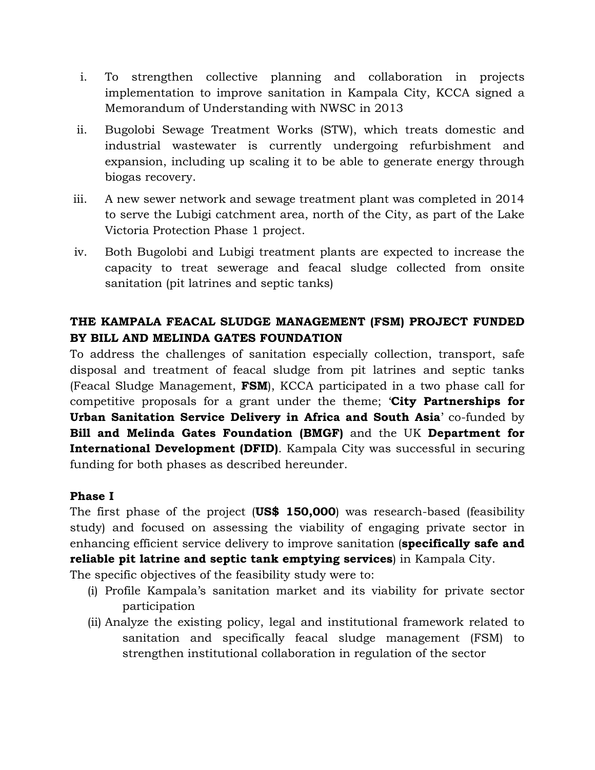i. To strengthen collective planning and collaboration in projects implementation to improve sanitation in Kampala City, KCCA signed a Memorandum of Understanding with NWSC in 2013

ii. Bugolobi Sewage Treatment Works (STW), which treats domestic and industrial wastewater is currently undergoing refurbishment and expansion, including up scaling it to be able to generate energy through biogas recovery.

iii. A new sewer network and sewage treatment plant was completed in 2014 to serve the Lubigi catchment area, north of the City, as part of the Lake Victoria Protection Phase 1 project.

iv. Both Bugolobi and Lubigi treatment plants are expected to increase the capacity to treat sewerage and feacal sludge collected from onsite sanitation (pit latrines and septic tanks)

## THE KAMPALA FEACAL SLUDGE MANAGEMENT (FSM) PROJECT FUNDED BY BILL AND MELINDA GATES FOUNDATION

To address the challenges of sanitation especially collection, transport, safe disposal and treatment of feacal sludge from pit latrines and septic tanks (Feacal Sludge Management, **FSM**), KCCA participated in a two phase call for competitive proposals for a grant under the theme; '**City Partnerships for Urban Sanitation Service Delivery in Africa and South Asia**' co-funded by **Bill and Melinda Gates Foundation (BMGF)** and the UK **Department for International Development (DFID)**. Kampala City was successful in securing funding for both phases as described hereunder.

### Phase I

The first phase of the project (**US$ 150,000**) was research-based (feasibility study) and focused on assessing the viability of engaging private sector in enhancing efficient service delivery to improve sanitation (**specifically safe and reliable pit latrine and septic tank emptying services**) in Kampala City.

The specific objectives of the feasibility study were to:

(i) Profile Kampala's sanitation market and its viability for private sector participation

(ii) Analyze the existing policy, legal and institutional framework related to sanitation and specifically feacal sludge management (FSM) to strengthen institutional collaboration in regulation of the sector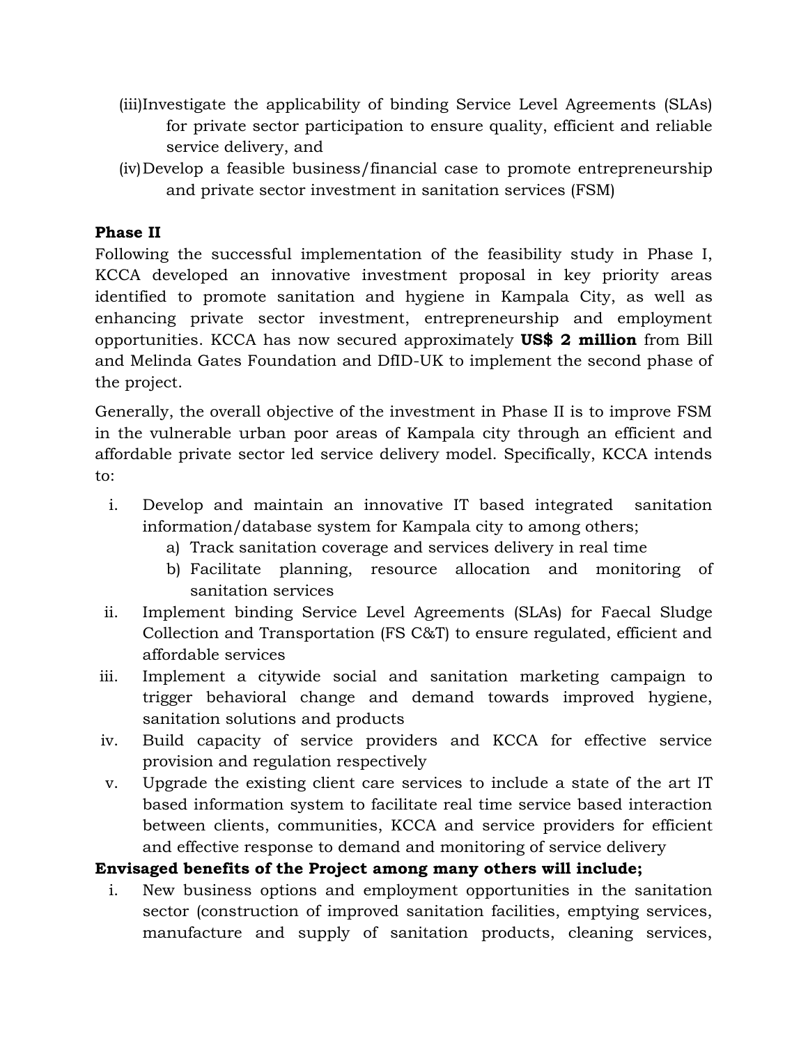(iii) Investigate the applicability of binding Service Level Agreements (SLAs) for private sector participation to ensure quality, efficient and reliable service delivery, and

(iv) Develop a feasible business/financial case to promote entrepreneurship and private sector investment in sanitation services (FSM)

**Phase II**

Following the successful implementation of the feasibility study in Phase I, KCCA developed an innovative investment proposal in key priority areas identified to promote sanitation and hygiene in Kampala City, as well as enhancing private sector investment, entrepreneurship and employment opportunities. KCCA has now secured approximately **US$ 2 million** from Bill and Melinda Gates Foundation and DfID-UK to implement the second phase of the project.

Generally, the overall objective of the investment in Phase II is to improve FSM in the vulnerable urban poor areas of Kampala city through an efficient and affordable private sector led service delivery model. Specifically, KCCA intends to:

i. Develop and maintain an innovative IT based integrated sanitation information/database system for Kampala city to among others;
   a) Track sanitation coverage and services delivery in real time
   b) Facilitate planning, resource allocation and monitoring of sanitation services

ii. Implement binding Service Level Agreements (SLAs) for Faecal Sludge Collection and Transportation (FS C&T) to ensure regulated, efficient and affordable services

iii. Implement a citywide social and sanitation marketing campaign to trigger behavioral change and demand towards improved hygiene, sanitation solutions and products

iv. Build capacity of service providers and KCCA for effective service provision and regulation respectively

v. Upgrade the existing client care services to include a state of the art IT based information system to facilitate real time service based interaction between clients, communities, KCCA and service providers for efficient and effective response to demand and monitoring of service delivery

**Envisaged benefits of the Project among many others will include;**

i. New business options and employment opportunities in the sanitation sector (construction of improved sanitation facilities, emptying services, manufacture and supply of sanitation products, cleaning services,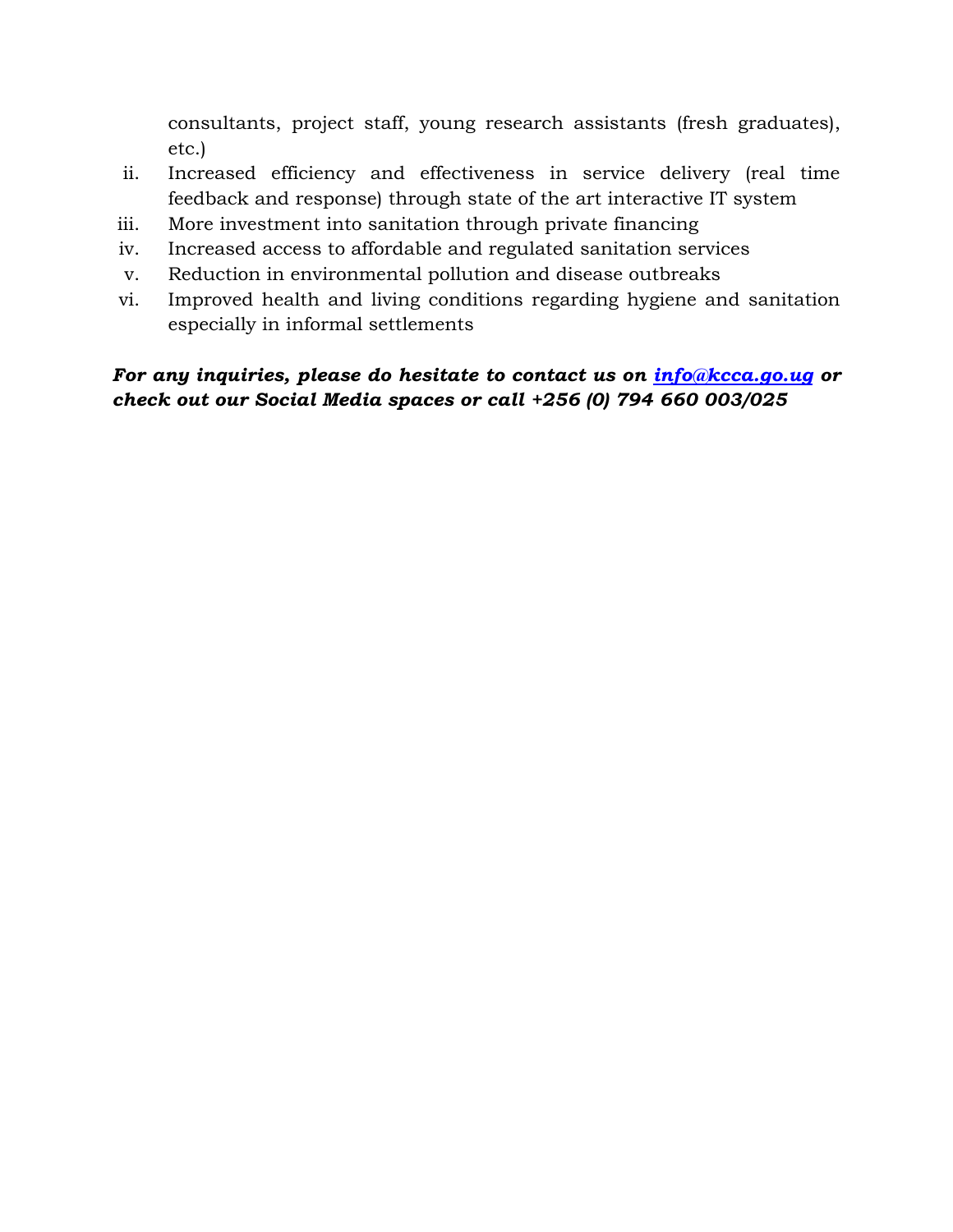consultants, project staff, young research assistants (fresh graduates), etc.)

ii. Increased efficiency and effectiveness in service delivery (real time feedback and response) through state of the art interactive IT system
iii. More investment into sanitation through private financing
iv. Increased access to affordable and regulated sanitation services
v. Reduction in environmental pollution and disease outbreaks
vi. Improved health and living conditions regarding hygiene and sanitation especially in informal settlements

***For any inquiries, please do hesitate to contact us on [info@kcca.go.ug](mailto:info@kcca.go.ug) or check out our Social Media spaces or call +256 (0) 794 660 003/025***